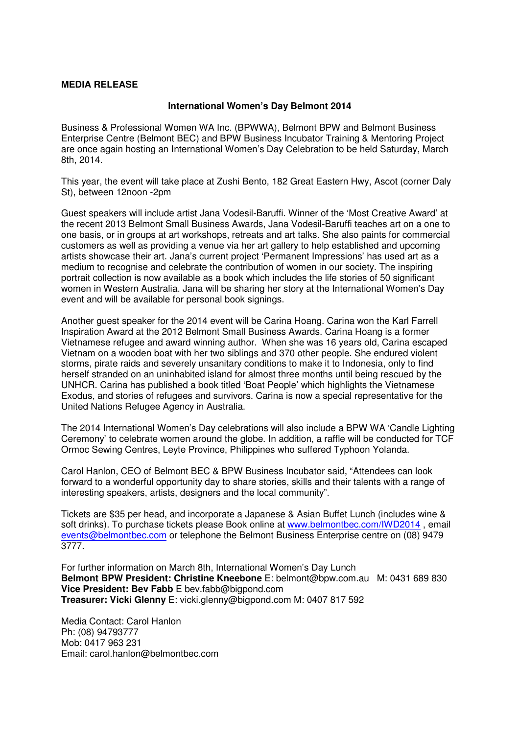**MEDIA RELEASE**

**International Women's Day Belmont 2014**

Business & Professional Women WA Inc. (BPWWA), Belmont BPW and Belmont Business Enterprise Centre (Belmont BEC) and BPW Business Incubator Training & Mentoring Project are once again hosting an International Women's Day Celebration to be held Saturday, March 8th, 2014.

This year, the event will take place at Zushi Bento, 182 Great Eastern Hwy, Ascot (corner Daly St), between 12noon -2pm

Guest speakers will include artist Jana Vodesil-Baruffi. Winner of the 'Most Creative Award' at the recent 2013 Belmont Small Business Awards, Jana Vodesil-Baruffi teaches art on a one to one basis, or in groups at art workshops, retreats and art talks. She also paints for commercial customers as well as providing a venue via her art gallery to help established and upcoming artists showcase their art. Jana's current project 'Permanent Impressions' has used art as a medium to recognise and celebrate the contribution of women in our society. The inspiring portrait collection is now available as a book which includes the life stories of 50 significant women in Western Australia. Jana will be sharing her story at the International Women's Day event and will be available for personal book signings.

Another guest speaker for the 2014 event will be Carina Hoang. Carina won the Karl Farrell Inspiration Award at the 2012 Belmont Small Business Awards. Carina Hoang is a former Vietnamese refugee and award winning author. When she was 16 years old, Carina escaped Vietnam on a wooden boat with her two siblings and 370 other people. She endured violent storms, pirate raids and severely unsanitary conditions to make it to Indonesia, only to find herself stranded on an uninhabited island for almost three months until being rescued by the UNHCR. Carina has published a book titled 'Boat People' which highlights the Vietnamese Exodus, and stories of refugees and survivors. Carina is now a special representative for the United Nations Refugee Agency in Australia.

The 2014 International Women's Day celebrations will also include a BPW WA 'Candle Lighting Ceremony' to celebrate women around the globe. In addition, a raffle will be conducted for TCF Ormoc Sewing Centres, Leyte Province, Philippines who suffered Typhoon Yolanda.

Carol Hanlon, CEO of Belmont BEC & BPW Business Incubator said, "Attendees can look forward to a wonderful opportunity day to share stories, skills and their talents with a range of interesting speakers, artists, designers and the local community".

Tickets are $35 per head, and incorporate a Japanese & Asian Buffet Lunch (includes wine & soft drinks). To purchase tickets please Book online at www.belmontbec.com/IWD2014 , email events@belmontbec.com or telephone the Belmont Business Enterprise centre on (08) 9479 3777.

For further information on March 8th, International Women's Day Lunch
**Belmont BPW President: Christine Kneebone** E: belmont@bpw.com.au M: 0431 689 830
**Vice President: Bev Fabb** E bev.fabb@bigpond.com
**Treasurer: Vicki Glenny** E: vicki.glenny@bigpond.com M: 0407 817 592

Media Contact: Carol Hanlon
Ph: (08) 94793777
Mob: 0417 963 231
Email: carol.hanlon@belmontbec.com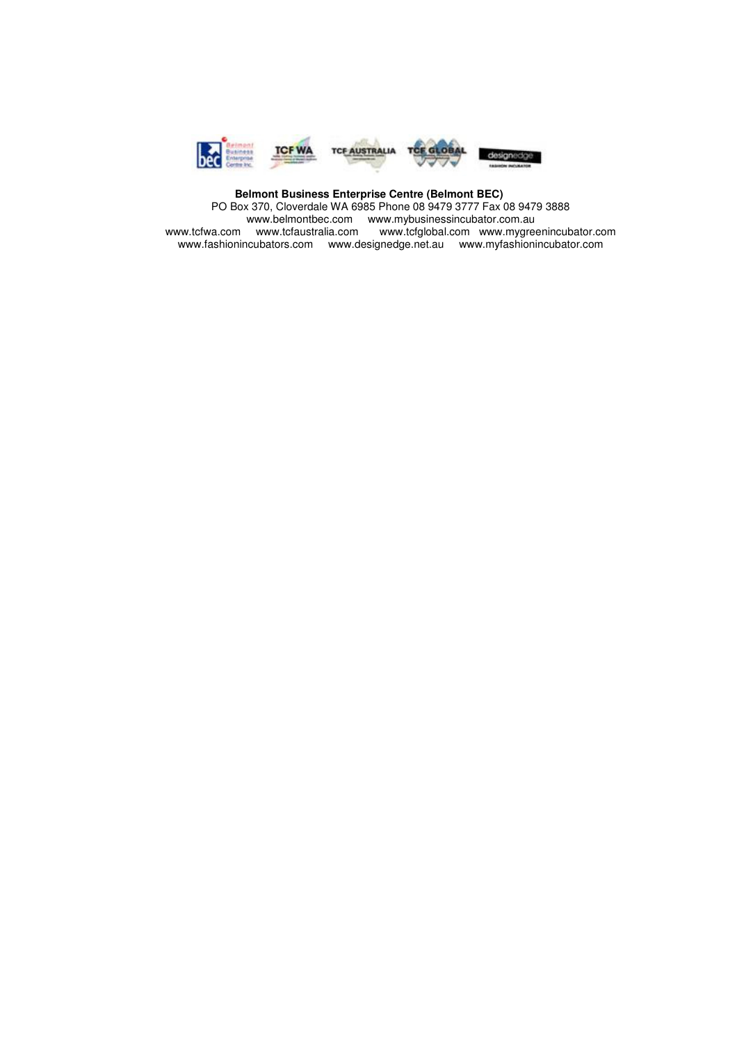**Belmont Business Enterprise Centre (Belmont BEC)**
PO Box 370, Cloverdale WA 6985 Phone 08 9479 3777 Fax 08 9479 3888
www.belmontbec.com www.mybusinessincubator.com.au
www.tcfwa.com www.tcfaustralia.com www.tcfglobal.com www.mygreenincubator.com
www.fashionincubators.com www.designedge.net.au www.myfashionincubator.com